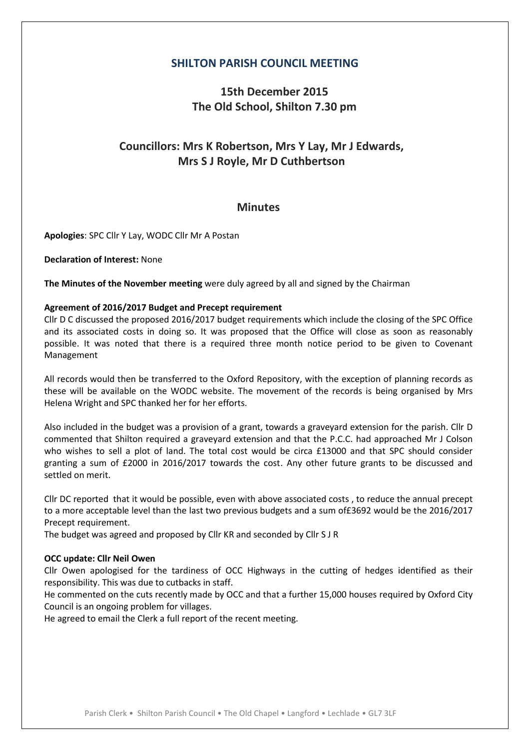# SHILTON PARISH COUNCIL MEETING

## 15th December 2015
## The Old School, Shilton 7.30 pm

## Councillors: Mrs K Robertson, Mrs Y Lay, Mr J Edwards, Mrs S J Royle, Mr D Cuthbertson

## Minutes

**Apologies**: SPC Cllr Y Lay, WODC Cllr Mr A Postan

**Declaration of Interest:** None

**The Minutes of the November meeting** were duly agreed by all and signed by the Chairman

**Agreement of 2016/2017 Budget and Precept requirement**

Cllr D C discussed the proposed 2016/2017 budget requirements which include the closing of the SPC Office and its associated costs in doing so. It was proposed that the Office will close as soon as reasonably possible. It was noted that there is a required three month notice period to be given to Covenant Management

All records would then be transferred to the Oxford Repository, with the exception of planning records as these will be available on the WODC website. The movement of the records is being organised by Mrs Helena Wright and SPC thanked her for her efforts.

Also included in the budget was a provision of a grant, towards a graveyard extension for the parish. Cllr D commented that Shilton required a graveyard extension and that the P.C.C. had approached Mr J Colson who wishes to sell a plot of land. The total cost would be circa £13000 and that SPC should consider granting a sum of £2000 in 2016/2017 towards the cost. Any other future grants to be discussed and settled on merit.

Cllr DC reported that it would be possible, even with above associated costs , to reduce the annual precept to a more acceptable level than the last two previous budgets and a sum of£3692 would be the 2016/2017 Precept requirement.

The budget was agreed and proposed by Cllr KR and seconded by Cllr S J R

**OCC update: Cllr Neil Owen**

Cllr Owen apologised for the tardiness of OCC Highways in the cutting of hedges identified as their responsibility. This was due to cutbacks in staff.

He commented on the cuts recently made by OCC and that a further 15,000 houses required by Oxford City Council is an ongoing problem for villages.

He agreed to email the Clerk a full report of the recent meeting.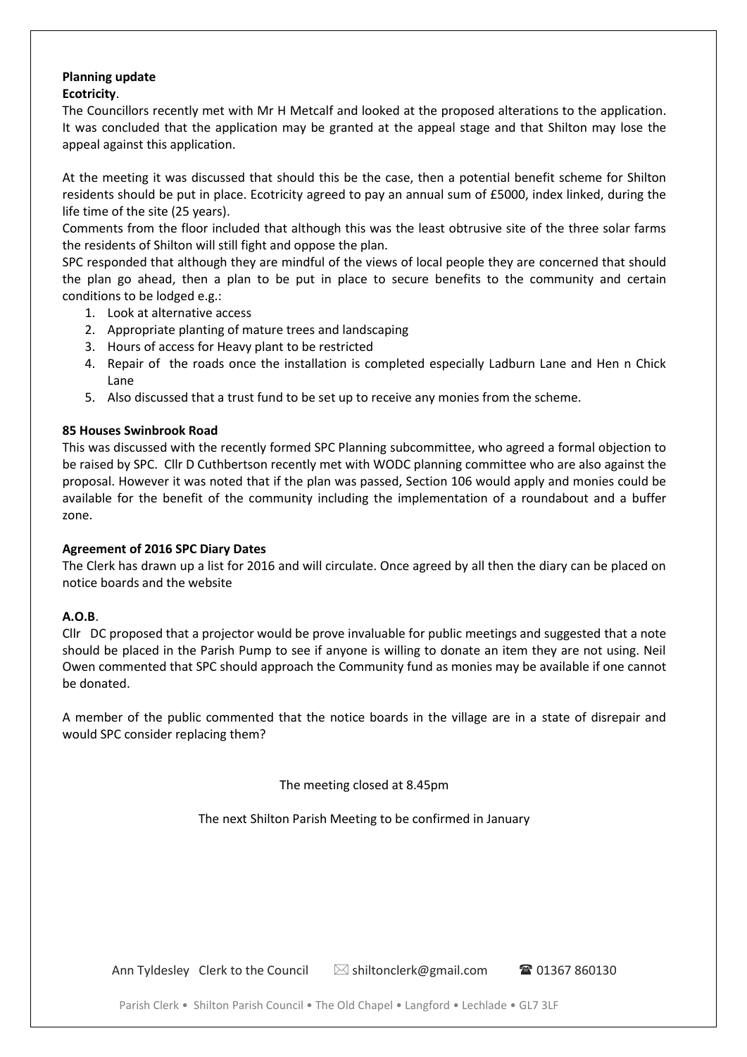**Planning update**

**Ecotricity**.

The Councillors recently met with Mr H Metcalf and looked at the proposed alterations to the application. It was concluded that the application may be granted at the appeal stage and that Shilton may lose the appeal against this application.

At the meeting it was discussed that should this be the case, then a potential benefit scheme for Shilton residents should be put in place. Ecotricity agreed to pay an annual sum of £5000, index linked, during the life time of the site (25 years).

Comments from the floor included that although this was the least obtrusive site of the three solar farms the residents of Shilton will still fight and oppose the plan.

SPC responded that although they are mindful of the views of local people they are concerned that should the plan go ahead, then a plan to be put in place to secure benefits to the community and certain conditions to be lodged e.g.:

1. Look at alternative access
2. Appropriate planting of mature trees and landscaping
3. Hours of access for Heavy plant to be restricted
4. Repair of the roads once the installation is completed especially Ladburn Lane and Hen n Chick Lane
5. Also discussed that a trust fund to be set up to receive any monies from the scheme.

**85 Houses Swinbrook Road**

This was discussed with the recently formed SPC Planning subcommittee, who agreed a formal objection to be raised by SPC. Cllr D Cuthbertson recently met with WODC planning committee who are also against the proposal. However it was noted that if the plan was passed, Section 106 would apply and monies could be available for the benefit of the community including the implementation of a roundabout and a buffer zone.

**Agreement of 2016 SPC Diary Dates**

The Clerk has drawn up a list for 2016 and will circulate. Once agreed by all then the diary can be placed on notice boards and the website

**A.O.B**.

Cllr DC proposed that a projector would be prove invaluable for public meetings and suggested that a note should be placed in the Parish Pump to see if anyone is willing to donate an item they are not using. Neil Owen commented that SPC should approach the Community fund as monies may be available if one cannot be donated.

A member of the public commented that the notice boards in the village are in a state of disrepair and would SPC consider replacing them?

The meeting closed at 8.45pm

The next Shilton Parish Meeting to be confirmed in January

Ann Tyldesley Clerk to the Council ✉ shiltonclerk@gmail.com ☎ 01367 860130

Parish Clerk • Shilton Parish Council • The Old Chapel • Langford • Lechlade • GL7 3LF